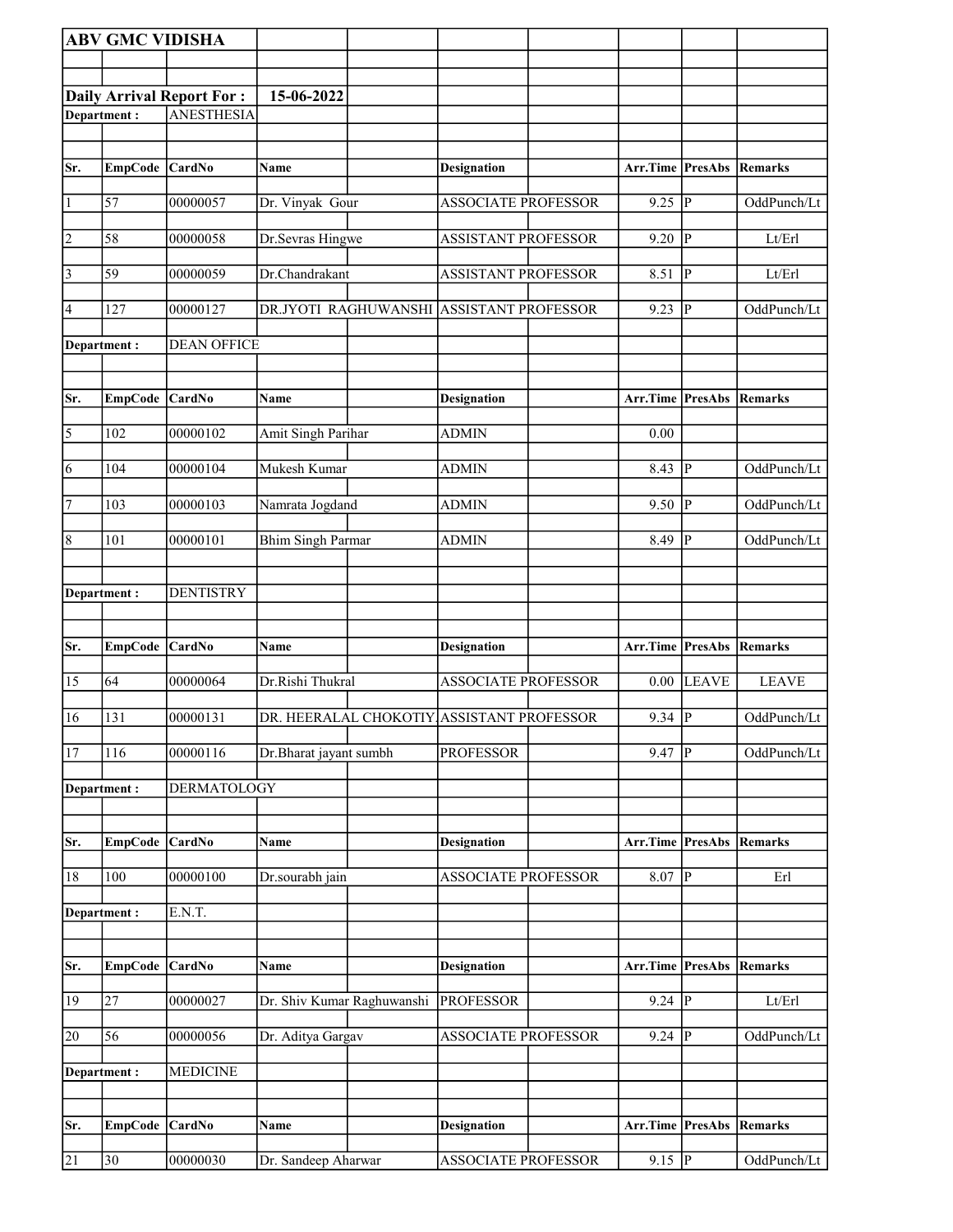**ABV GMC VIDISHA**

**Daily Arrival Report For :** **15-06-2022**

**Department :** ANESTHESIA

| Sr. | EmpCode | CardNo | Name | Designation | Arr.Time | PresAbs | Remarks |
|---|---|---|---|---|---|---|---|
| 1 | 57 | 00000057 | Dr. Vinyak Gour | ASSOCIATE PROFESSOR | 9.25 | P | OddPunch/Lt |
| 2 | 58 | 00000058 | Dr.Sevras Hingwe | ASSISTANT PROFESSOR | 9.20 | P | Lt/Erl |
| 3 | 59 | 00000059 | Dr.Chandrakant | ASSISTANT PROFESSOR | 8.51 | P | Lt/Erl |
| 4 | 127 | 00000127 | DR.JYOTI RAGHUWANSHI | ASSISTANT PROFESSOR | 9.23 | P | OddPunch/Lt |

**Department :** DEAN OFFICE

| Sr. | EmpCode | CardNo | Name | Designation | Arr.Time | PresAbs | Remarks |
|---|---|---|---|---|---|---|---|
| 5 | 102 | 00000102 | Amit Singh Parihar | ADMIN | 0.00 | | |
| 6 | 104 | 00000104 | Mukesh Kumar | ADMIN | 8.43 | P | OddPunch/Lt |
| 7 | 103 | 00000103 | Namrata Jogdand | ADMIN | 9.50 | P | OddPunch/Lt |
| 8 | 101 | 00000101 | Bhim Singh Parmar | ADMIN | 8.49 | P | OddPunch/Lt |

**Department :** DENTISTRY

| Sr. | EmpCode | CardNo | Name | Designation | Arr.Time | PresAbs | Remarks |
|---|---|---|---|---|---|---|---|
| 15 | 64 | 00000064 | Dr.Rishi Thukral | ASSOCIATE PROFESSOR | 0.00 | LEAVE | LEAVE |
| 16 | 131 | 00000131 | DR. HEERALAL CHOKOTIY | ASSISTANT PROFESSOR | 9.34 | P | OddPunch/Lt |
| 17 | 116 | 00000116 | Dr.Bharat jayant sumbh | PROFESSOR | 9.47 | P | OddPunch/Lt |

**Department :** DERMATOLOGY

| Sr. | EmpCode | CardNo | Name | Designation | Arr.Time | PresAbs | Remarks |
|---|---|---|---|---|---|---|---|
| 18 | 100 | 00000100 | Dr.sourabh jain | ASSOCIATE PROFESSOR | 8.07 | P | Erl |

**Department :** E.N.T.

| Sr. | EmpCode | CardNo | Name | Designation | Arr.Time | PresAbs | Remarks |
|---|---|---|---|---|---|---|---|
| 19 | 27 | 00000027 | Dr. Shiv Kumar Raghuwanshi | PROFESSOR | 9.24 | P | Lt/Erl |
| 20 | 56 | 00000056 | Dr. Aditya Gargav | ASSOCIATE PROFESSOR | 9.24 | P | OddPunch/Lt |

**Department :** MEDICINE

| Sr. | EmpCode | CardNo | Name | Designation | Arr.Time | PresAbs | Remarks |
|---|---|---|---|---|---|---|---|
| 21 | 30 | 00000030 | Dr. Sandeep Aharwar | ASSOCIATE PROFESSOR | 9.15 | P | OddPunch/Lt |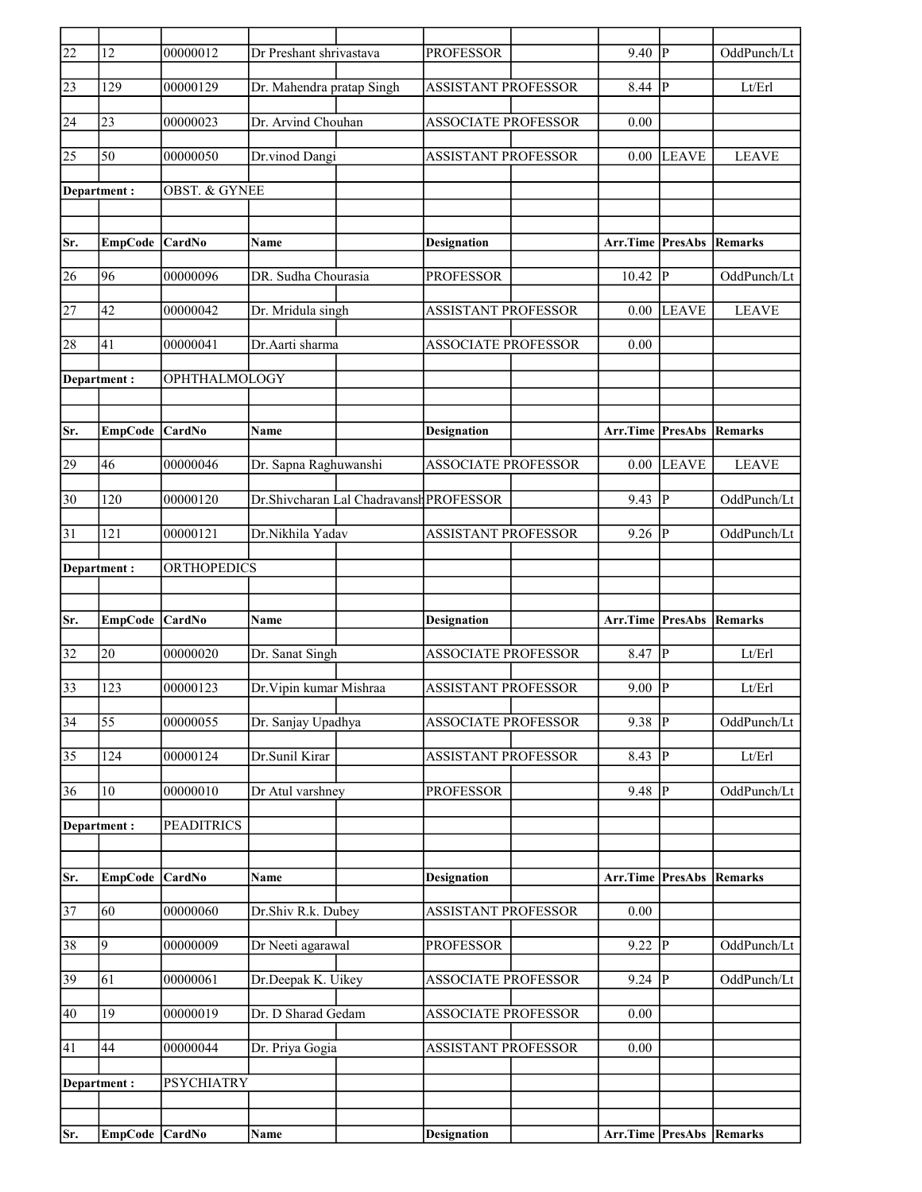| Sr. | EmpCode | CardNo | Name | Designation | Arr.Time | PresAbs | Remarks |
|---|---|---|---|---|---|---|---|
| 22 | 12 | 00000012 | Dr Preshant shrivastava | PROFESSOR | 9.40 | P | OddPunch/Lt |
| 23 | 129 | 00000129 | Dr. Mahendra pratap Singh | ASSISTANT PROFESSOR | 8.44 | P | Lt/Erl |
| 24 | 23 | 00000023 | Dr. Arvind Chouhan | ASSOCIATE PROFESSOR | 0.00 | | |
| 25 | 50 | 00000050 | Dr.vinod Dangi | ASSISTANT PROFESSOR | 0.00 | LEAVE | LEAVE |

Department : OBST. & GYNEE

| Sr. | EmpCode | CardNo | Name | Designation | Arr.Time | PresAbs | Remarks |
|---|---|---|---|---|---|---|---|
| 26 | 96 | 00000096 | DR. Sudha Chourasia | PROFESSOR | 10.42 | P | OddPunch/Lt |
| 27 | 42 | 00000042 | Dr. Mridula singh | ASSISTANT PROFESSOR | 0.00 | LEAVE | LEAVE |
| 28 | 41 | 00000041 | Dr.Aarti sharma | ASSOCIATE PROFESSOR | 0.00 | | |

Department : OPHTHALMOLOGY

| Sr. | EmpCode | CardNo | Name | Designation | Arr.Time | PresAbs | Remarks |
|---|---|---|---|---|---|---|---|
| 29 | 46 | 00000046 | Dr. Sapna Raghuwanshi | ASSOCIATE PROFESSOR | 0.00 | LEAVE | LEAVE |
| 30 | 120 | 00000120 | Dr.Shivcharan Lal Chadravansh | PROFESSOR | 9.43 | P | OddPunch/Lt |
| 31 | 121 | 00000121 | Dr.Nikhila Yadav | ASSISTANT PROFESSOR | 9.26 | P | OddPunch/Lt |

Department : ORTHOPEDICS

| Sr. | EmpCode | CardNo | Name | Designation | Arr.Time | PresAbs | Remarks |
|---|---|---|---|---|---|---|---|
| 32 | 20 | 00000020 | Dr. Sanat Singh | ASSOCIATE PROFESSOR | 8.47 | P | Lt/Erl |
| 33 | 123 | 00000123 | Dr.Vipin kumar Mishraa | ASSISTANT PROFESSOR | 9.00 | P | Lt/Erl |
| 34 | 55 | 00000055 | Dr. Sanjay Upadhya | ASSOCIATE PROFESSOR | 9.38 | P | OddPunch/Lt |
| 35 | 124 | 00000124 | Dr.Sunil Kirar | ASSISTANT PROFESSOR | 8.43 | P | Lt/Erl |
| 36 | 10 | 00000010 | Dr Atul varshney | PROFESSOR | 9.48 | P | OddPunch/Lt |

Department : PEADITRICS

| Sr. | EmpCode | CardNo | Name | Designation | Arr.Time | PresAbs | Remarks |
|---|---|---|---|---|---|---|---|
| 37 | 60 | 00000060 | Dr.Shiv R.k. Dubey | ASSISTANT PROFESSOR | 0.00 | | |
| 38 | 9 | 00000009 | Dr Neeti agarawal | PROFESSOR | 9.22 | P | OddPunch/Lt |
| 39 | 61 | 00000061 | Dr.Deepak K. Uikey | ASSOCIATE PROFESSOR | 9.24 | P | OddPunch/Lt |
| 40 | 19 | 00000019 | Dr. D Sharad Gedam | ASSOCIATE PROFESSOR | 0.00 | | |
| 41 | 44 | 00000044 | Dr. Priya Gogia | ASSISTANT PROFESSOR | 0.00 | | |

Department : PSYCHIATRY

| Sr. | EmpCode | CardNo | Name | Designation | Arr.Time | PresAbs | Remarks |
|---|---|---|---|---|---|---|---|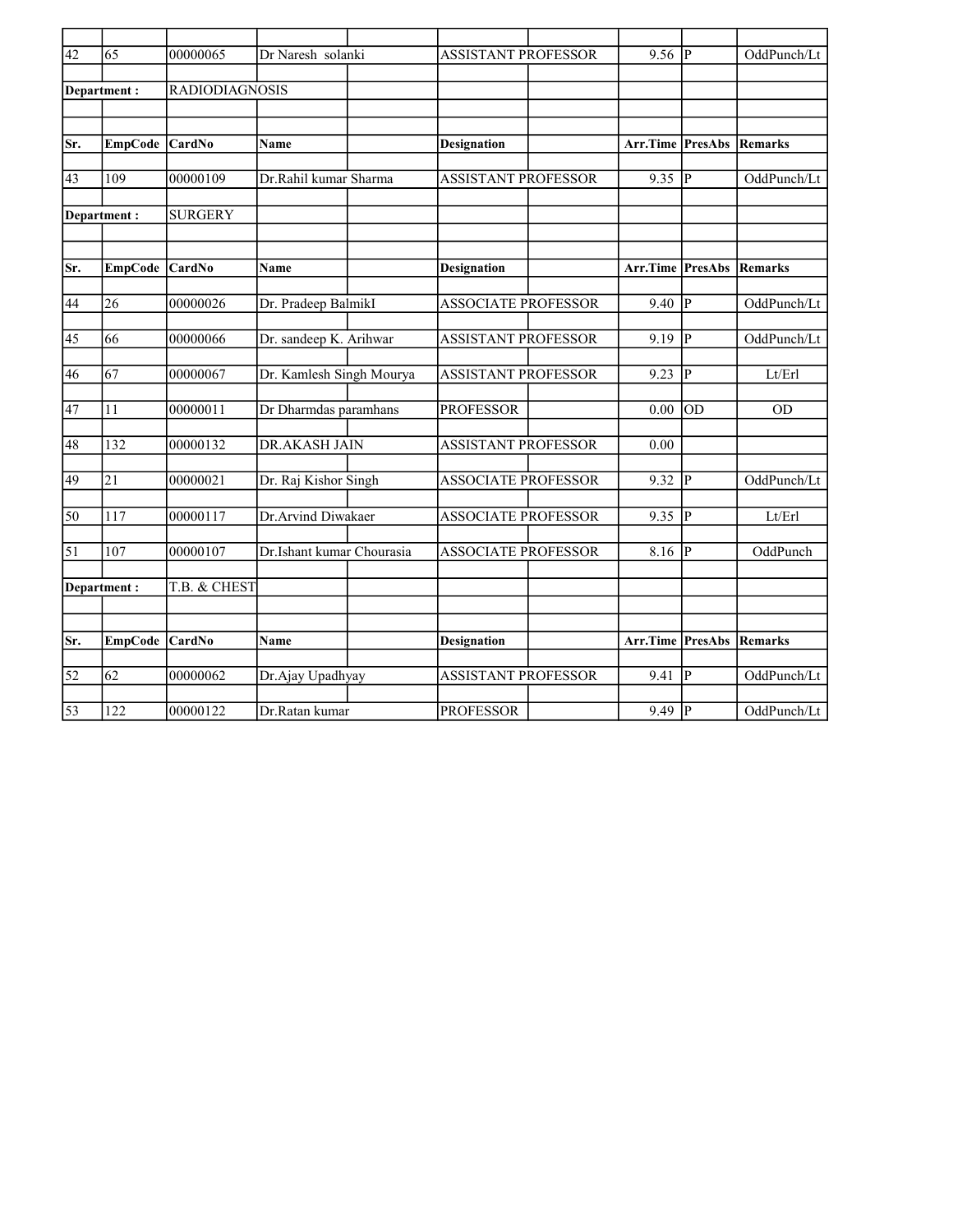| Sr. | EmpCode | CardNo | Name | Designation | Arr.Time | PresAbs | Remarks |
|---|---|---|---|---|---|---|---|
| 42 | 65 | 00000065 | Dr Naresh solanki | ASSISTANT PROFESSOR | 9.56 | P | OddPunch/Lt |

**Department :** RADIODIAGNOSIS

| Sr. | EmpCode | CardNo | Name | Designation | Arr.Time | PresAbs | Remarks |
|---|---|---|---|---|---|---|---|
| 43 | 109 | 00000109 | Dr.Rahil kumar Sharma | ASSISTANT PROFESSOR | 9.35 | P | OddPunch/Lt |

**Department :** SURGERY

| Sr. | EmpCode | CardNo | Name | Designation | Arr.Time | PresAbs | Remarks |
|---|---|---|---|---|---|---|---|
| 44 | 26 | 00000026 | Dr. Pradeep BalmikI | ASSOCIATE PROFESSOR | 9.40 | P | OddPunch/Lt |
| 45 | 66 | 00000066 | Dr. sandeep K. Arihwar | ASSISTANT PROFESSOR | 9.19 | P | OddPunch/Lt |
| 46 | 67 | 00000067 | Dr. Kamlesh Singh Mourya | ASSISTANT PROFESSOR | 9.23 | P | Lt/Erl |
| 47 | 11 | 00000011 | Dr Dharmdas paramhans | PROFESSOR | 0.00 | OD | OD |
| 48 | 132 | 00000132 | DR.AKASH JAIN | ASSISTANT PROFESSOR | 0.00 | | |
| 49 | 21 | 00000021 | Dr. Raj Kishor Singh | ASSOCIATE PROFESSOR | 9.32 | P | OddPunch/Lt |
| 50 | 117 | 00000117 | Dr.Arvind Diwakaer | ASSOCIATE PROFESSOR | 9.35 | P | Lt/Erl |
| 51 | 107 | 00000107 | Dr.Ishant kumar Chourasia | ASSOCIATE PROFESSOR | 8.16 | P | OddPunch |

**Department :** T.B. & CHEST

| Sr. | EmpCode | CardNo | Name | Designation | Arr.Time | PresAbs | Remarks |
|---|---|---|---|---|---|---|---|
| 52 | 62 | 00000062 | Dr.Ajay Upadhyay | ASSISTANT PROFESSOR | 9.41 | P | OddPunch/Lt |
| 53 | 122 | 00000122 | Dr.Ratan kumar | PROFESSOR | 9.49 | P | OddPunch/Lt |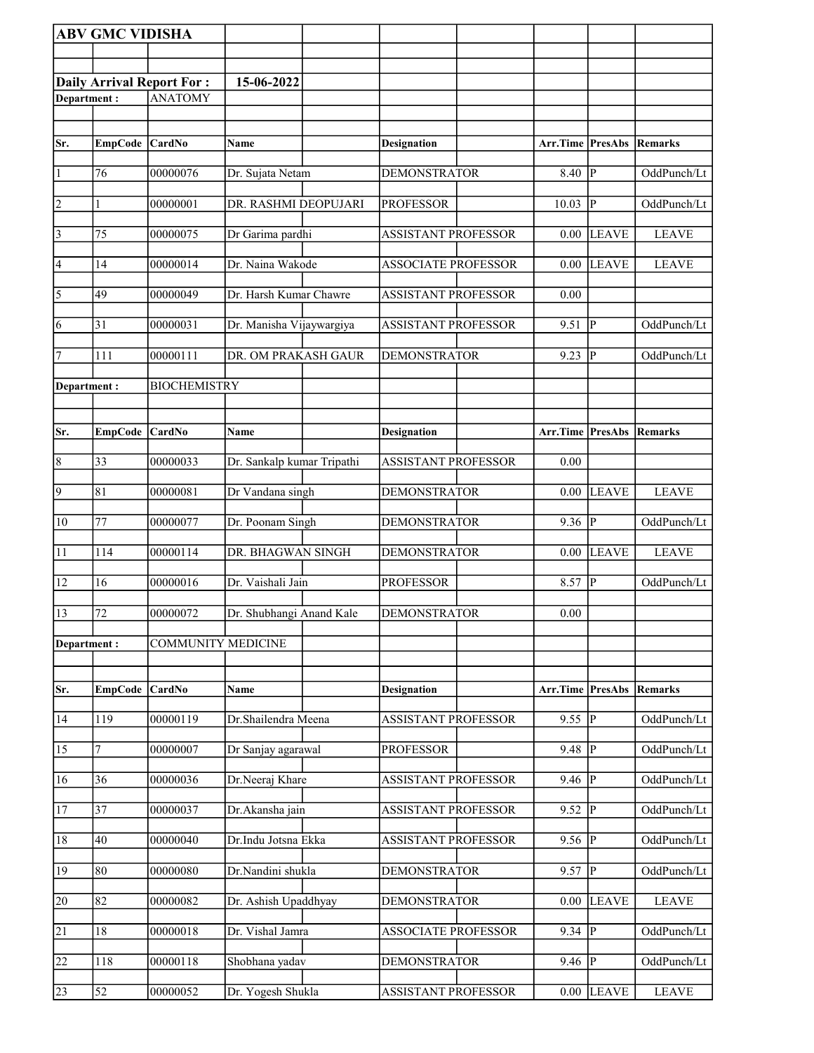**ABV GMC VIDISHA**

**Daily Arrival Report For : 15-06-2022**

**Department :** ANATOMY

| Sr. | EmpCode | CardNo | Name | Designation | Arr.Time | PresAbs | Remarks |
|---|---|---|---|---|---|---|---|
| 1 | 76 | 00000076 | Dr. Sujata Netam | DEMONSTRATOR | 8.40 | P | OddPunch/Lt |
| 2 | 1 | 00000001 | DR. RASHMI DEOPUJARI | PROFESSOR | 10.03 | P | OddPunch/Lt |
| 3 | 75 | 00000075 | Dr Garima pardhi | ASSISTANT PROFESSOR | 0.00 | LEAVE | LEAVE |
| 4 | 14 | 00000014 | Dr. Naina Wakode | ASSOCIATE PROFESSOR | 0.00 | LEAVE | LEAVE |
| 5 | 49 | 00000049 | Dr. Harsh Kumar Chawre | ASSISTANT PROFESSOR | 0.00 | | |
| 6 | 31 | 00000031 | Dr. Manisha Vijaywargiya | ASSISTANT PROFESSOR | 9.51 | P | OddPunch/Lt |
| 7 | 111 | 00000111 | DR. OM PRAKASH GAUR | DEMONSTRATOR | 9.23 | P | OddPunch/Lt |

**Department :** BIOCHEMISTRY

| Sr. | EmpCode | CardNo | Name | Designation | Arr.Time | PresAbs | Remarks |
|---|---|---|---|---|---|---|---|
| 8 | 33 | 00000033 | Dr. Sankalp kumar Tripathi | ASSISTANT PROFESSOR | 0.00 | | |
| 9 | 81 | 00000081 | Dr Vandana singh | DEMONSTRATOR | 0.00 | LEAVE | LEAVE |
| 10 | 77 | 00000077 | Dr. Poonam Singh | DEMONSTRATOR | 9.36 | P | OddPunch/Lt |
| 11 | 114 | 00000114 | DR. BHAGWAN SINGH | DEMONSTRATOR | 0.00 | LEAVE | LEAVE |
| 12 | 16 | 00000016 | Dr. Vaishali Jain | PROFESSOR | 8.57 | P | OddPunch/Lt |
| 13 | 72 | 00000072 | Dr. Shubhangi Anand Kale | DEMONSTRATOR | 0.00 | | |

**Department :** COMMUNITY MEDICINE

| Sr. | EmpCode | CardNo | Name | Designation | Arr.Time | PresAbs | Remarks |
|---|---|---|---|---|---|---|---|
| 14 | 119 | 00000119 | Dr.Shailendra Meena | ASSISTANT PROFESSOR | 9.55 | P | OddPunch/Lt |
| 15 | 7 | 00000007 | Dr Sanjay agarawal | PROFESSOR | 9.48 | P | OddPunch/Lt |
| 16 | 36 | 00000036 | Dr.Neeraj Khare | ASSISTANT PROFESSOR | 9.46 | P | OddPunch/Lt |
| 17 | 37 | 00000037 | Dr.Akansha jain | ASSISTANT PROFESSOR | 9.52 | P | OddPunch/Lt |
| 18 | 40 | 00000040 | Dr.Indu Jotsna Ekka | ASSISTANT PROFESSOR | 9.56 | P | OddPunch/Lt |
| 19 | 80 | 00000080 | Dr.Nandini shukla | DEMONSTRATOR | 9.57 | P | OddPunch/Lt |
| 20 | 82 | 00000082 | Dr. Ashish Upaddhyay | DEMONSTRATOR | 0.00 | LEAVE | LEAVE |
| 21 | 18 | 00000018 | Dr. Vishal Jamra | ASSOCIATE PROFESSOR | 9.34 | P | OddPunch/Lt |
| 22 | 118 | 00000118 | Shobhana yadav | DEMONSTRATOR | 9.46 | P | OddPunch/Lt |
| 23 | 52 | 00000052 | Dr. Yogesh Shukla | ASSISTANT PROFESSOR | 0.00 | LEAVE | LEAVE |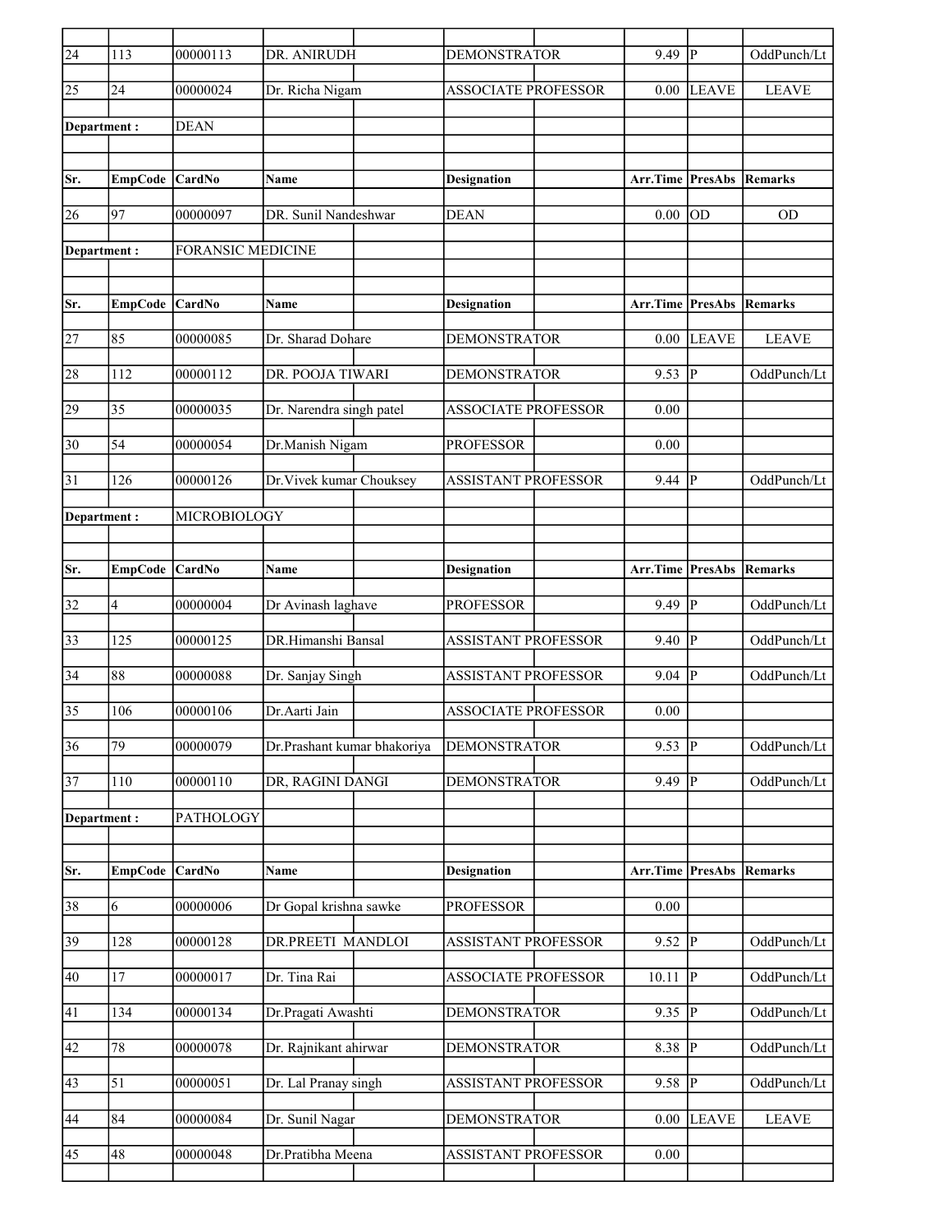| Sr. | EmpCode | CardNo | Name | Designation | Arr.Time | PresAbs | Remarks |
|---|---|---|---|---|---|---|---|
| 24 | 113 | 00000113 | DR. ANIRUDH | DEMONSTRATOR | 9.49 | P | OddPunch/Lt |
| 25 | 24 | 00000024 | Dr. Richa Nigam | ASSOCIATE PROFESSOR | 0.00 | LEAVE | LEAVE |

Department : DEAN

| Sr. | EmpCode | CardNo | Name | Designation | Arr.Time | PresAbs | Remarks |
|---|---|---|---|---|---|---|---|
| 26 | 97 | 00000097 | DR. Sunil Nandeshwar | DEAN | 0.00 | OD | OD |

Department : FORANSIC MEDICINE

| Sr. | EmpCode | CardNo | Name | Designation | Arr.Time | PresAbs | Remarks |
|---|---|---|---|---|---|---|---|
| 27 | 85 | 00000085 | Dr. Sharad Dohare | DEMONSTRATOR | 0.00 | LEAVE | LEAVE |
| 28 | 112 | 00000112 | DR. POOJA TIWARI | DEMONSTRATOR | 9.53 | P | OddPunch/Lt |
| 29 | 35 | 00000035 | Dr. Narendra singh patel | ASSOCIATE PROFESSOR | 0.00 | | |
| 30 | 54 | 00000054 | Dr.Manish Nigam | PROFESSOR | 0.00 | | |
| 31 | 126 | 00000126 | Dr.Vivek kumar Chouksey | ASSISTANT PROFESSOR | 9.44 | P | OddPunch/Lt |

Department : MICROBIOLOGY

| Sr. | EmpCode | CardNo | Name | Designation | Arr.Time | PresAbs | Remarks |
|---|---|---|---|---|---|---|---|
| 32 | 4 | 00000004 | Dr Avinash laghave | PROFESSOR | 9.49 | P | OddPunch/Lt |
| 33 | 125 | 00000125 | DR.Himanshi Bansal | ASSISTANT PROFESSOR | 9.40 | P | OddPunch/Lt |
| 34 | 88 | 00000088 | Dr. Sanjay Singh | ASSISTANT PROFESSOR | 9.04 | P | OddPunch/Lt |
| 35 | 106 | 00000106 | Dr.Aarti Jain | ASSOCIATE PROFESSOR | 0.00 | | |
| 36 | 79 | 00000079 | Dr.Prashant kumar bhakoriya | DEMONSTRATOR | 9.53 | P | OddPunch/Lt |
| 37 | 110 | 00000110 | DR, RAGINI DANGI | DEMONSTRATOR | 9.49 | P | OddPunch/Lt |

Department : PATHOLOGY

| Sr. | EmpCode | CardNo | Name | Designation | Arr.Time | PresAbs | Remarks |
|---|---|---|---|---|---|---|---|
| 38 | 6 | 00000006 | Dr Gopal krishna sawke | PROFESSOR | 0.00 | | |
| 39 | 128 | 00000128 | DR.PREETI MANDLOI | ASSISTANT PROFESSOR | 9.52 | P | OddPunch/Lt |
| 40 | 17 | 00000017 | Dr. Tina Rai | ASSOCIATE PROFESSOR | 10.11 | P | OddPunch/Lt |
| 41 | 134 | 00000134 | Dr.Pragati Awashti | DEMONSTRATOR | 9.35 | P | OddPunch/Lt |
| 42 | 78 | 00000078 | Dr. Rajnikant ahirwar | DEMONSTRATOR | 8.38 | P | OddPunch/Lt |
| 43 | 51 | 00000051 | Dr. Lal Pranay singh | ASSISTANT PROFESSOR | 9.58 | P | OddPunch/Lt |
| 44 | 84 | 00000084 | Dr. Sunil Nagar | DEMONSTRATOR | 0.00 | LEAVE | LEAVE |
| 45 | 48 | 00000048 | Dr.Pratibha Meena | ASSISTANT PROFESSOR | 0.00 | | |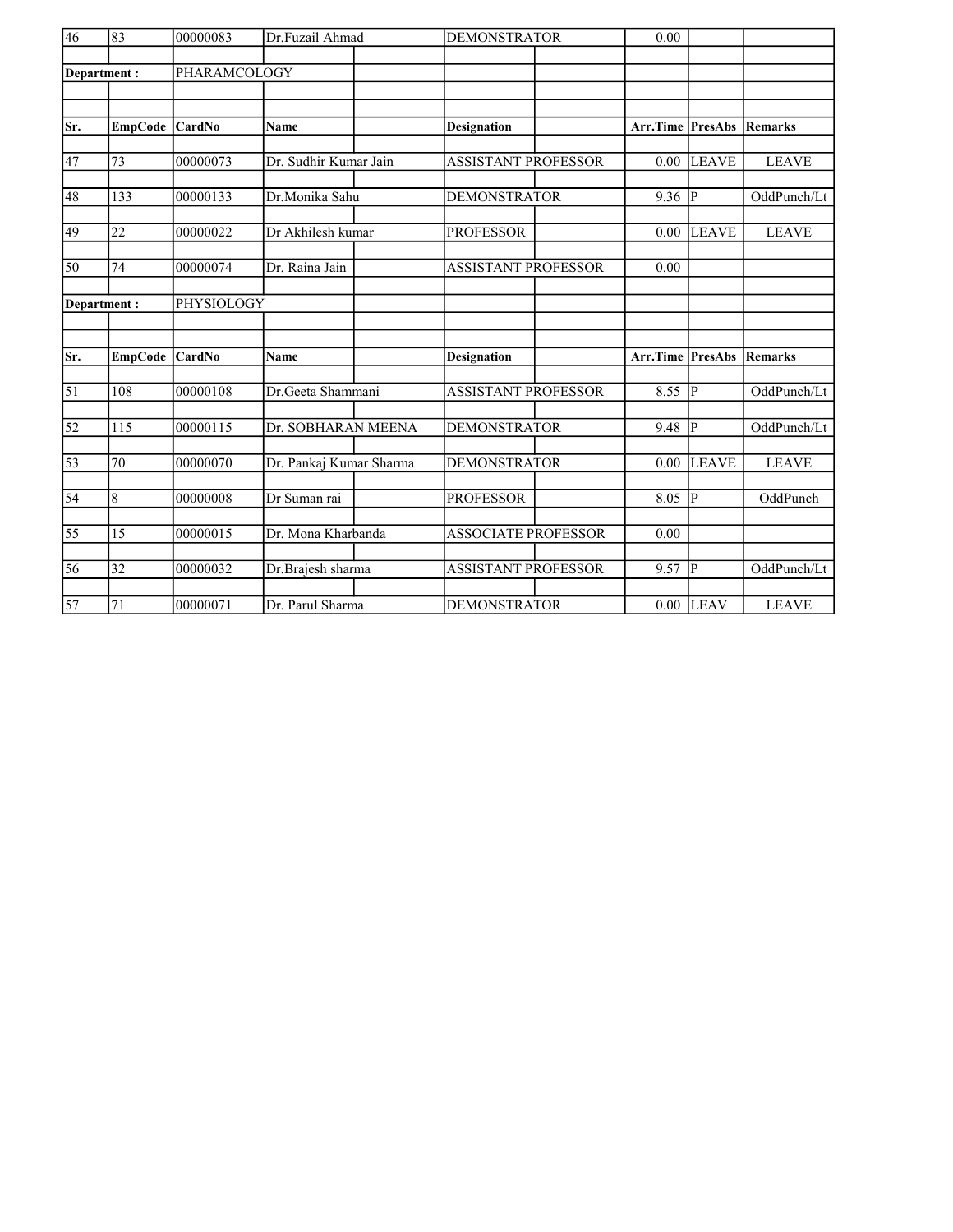| | | | | | | | |
|---|---|---|---|---|---|---|---|
| 46 | 83 | 00000083 | Dr.Fuzail Ahmad | DEMONSTRATOR | 0.00 | | |
| **Department :** | | PHARAMCOLOGY | | | | | |
| **Sr.** | **EmpCode** | **CardNo** | **Name** | **Designation** | **Arr.Time** | **PresAbs** | **Remarks** |
| 47 | 73 | 00000073 | Dr. Sudhir Kumar Jain | ASSISTANT PROFESSOR | 0.00 | LEAVE | LEAVE |
| 48 | 133 | 00000133 | Dr.Monika Sahu | DEMONSTRATOR | 9.36 | P | OddPunch/Lt |
| 49 | 22 | 00000022 | Dr Akhilesh kumar | PROFESSOR | 0.00 | LEAVE | LEAVE |
| 50 | 74 | 00000074 | Dr. Raina Jain | ASSISTANT PROFESSOR | 0.00 | | |
| **Department :** | | PHYSIOLOGY | | | | | |
| **Sr.** | **EmpCode** | **CardNo** | **Name** | **Designation** | **Arr.Time** | **PresAbs** | **Remarks** |
| 51 | 108 | 00000108 | Dr.Geeta Shammani | ASSISTANT PROFESSOR | 8.55 | P | OddPunch/Lt |
| 52 | 115 | 00000115 | Dr. SOBHARAN MEENA | DEMONSTRATOR | 9.48 | P | OddPunch/Lt |
| 53 | 70 | 00000070 | Dr. Pankaj Kumar Sharma | DEMONSTRATOR | 0.00 | LEAVE | LEAVE |
| 54 | 8 | 00000008 | Dr Suman rai | PROFESSOR | 8.05 | P | OddPunch |
| 55 | 15 | 00000015 | Dr. Mona Kharbanda | ASSOCIATE PROFESSOR | 0.00 | | |
| 56 | 32 | 00000032 | Dr.Brajesh sharma | ASSISTANT PROFESSOR | 9.57 | P | OddPunch/Lt |
| 57 | 71 | 00000071 | Dr. Parul Sharma | DEMONSTRATOR | 0.00 | LEAV | LEAVE |